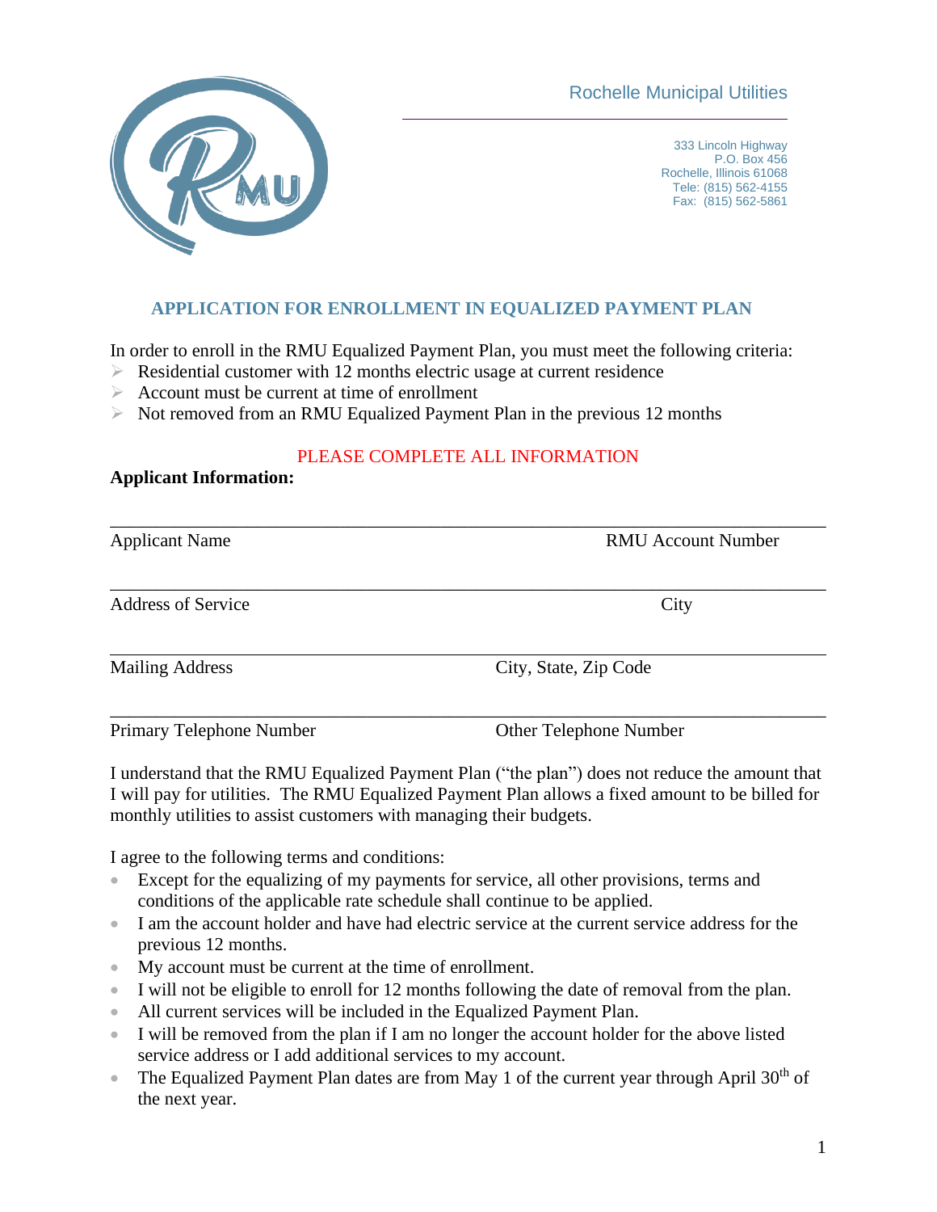Rochelle Municipal Utilities

333 Lincoln Highway
P.O. Box 456
Rochelle, Illinois 61068
Tele: (815) 562-4155
Fax: (815) 562-5861

## APPLICATION FOR ENROLLMENT IN EQUALIZED PAYMENT PLAN

In order to enroll in the RMU Equalized Payment Plan, you must meet the following criteria:

- Residential customer with 12 months electric usage at current residence
- Account must be current at time of enrollment
- Not removed from an RMU Equalized Payment Plan in the previous 12 months

PLEASE COMPLETE ALL INFORMATION

**Applicant Information:**

_______________________________________________________________________________

Applicant Name                                                                                    RMU Account Number

_______________________________________________________________________________

Address of Service                                                                                    City

_______________________________________________________________________________

Mailing Address                                                  City, State, Zip Code

_______________________________________________________________________________

Primary Telephone Number                                                  Other Telephone Number

I understand that the RMU Equalized Payment Plan ("the plan") does not reduce the amount that I will pay for utilities. The RMU Equalized Payment Plan allows a fixed amount to be billed for monthly utilities to assist customers with managing their budgets.

I agree to the following terms and conditions:

- Except for the equalizing of my payments for service, all other provisions, terms and conditions of the applicable rate schedule shall continue to be applied.
- I am the account holder and have had electric service at the current service address for the previous 12 months.
- My account must be current at the time of enrollment.
- I will not be eligible to enroll for 12 months following the date of removal from the plan.
- All current services will be included in the Equalized Payment Plan.
- I will be removed from the plan if I am no longer the account holder for the above listed service address or I add additional services to my account.
- The Equalized Payment Plan dates are from May 1 of the current year through April 30th of the next year.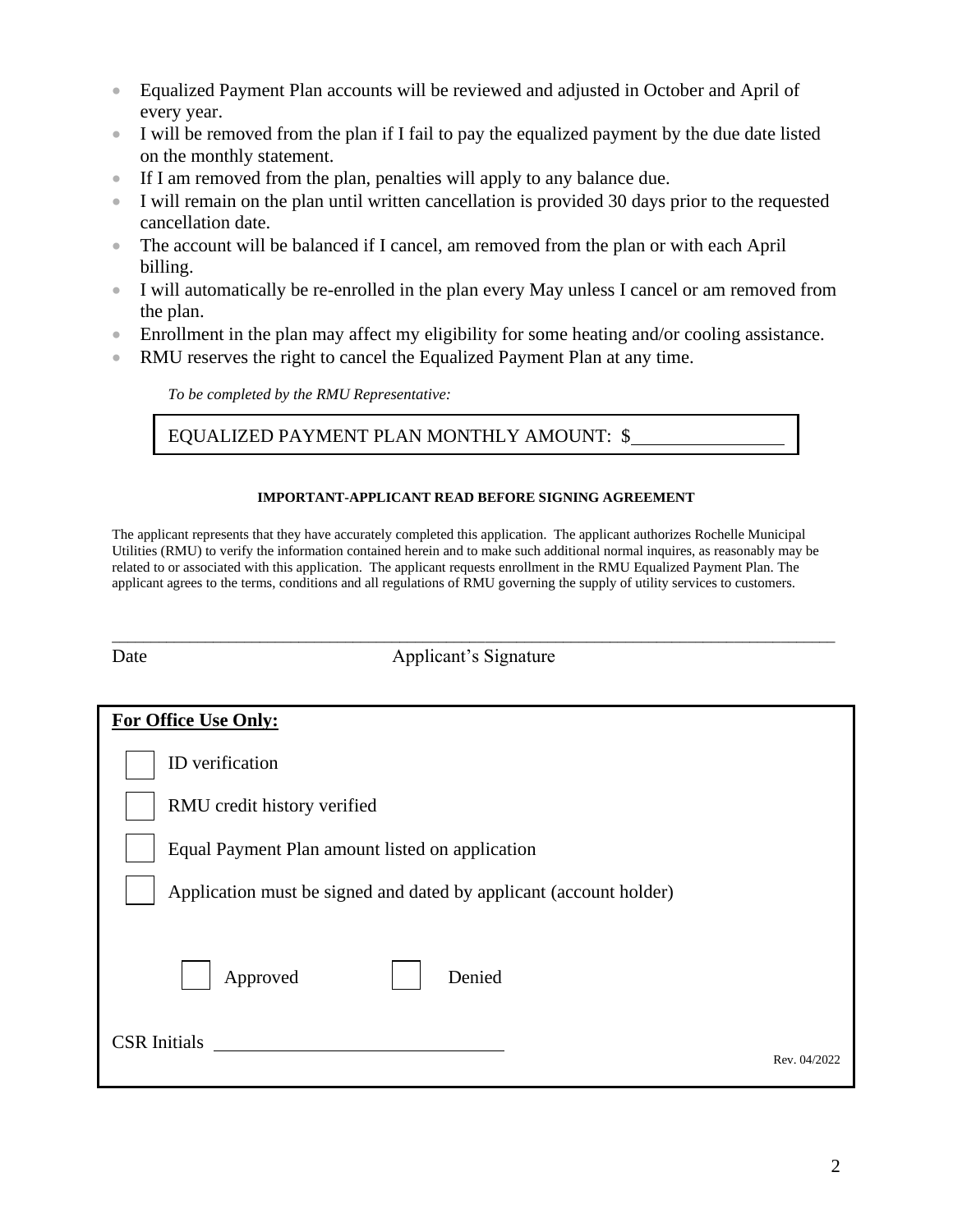- Equalized Payment Plan accounts will be reviewed and adjusted in October and April of every year.
- I will be removed from the plan if I fail to pay the equalized payment by the due date listed on the monthly statement.
- If I am removed from the plan, penalties will apply to any balance due.
- I will remain on the plan until written cancellation is provided 30 days prior to the requested cancellation date.
- The account will be balanced if I cancel, am removed from the plan or with each April billing.
- I will automatically be re-enrolled in the plan every May unless I cancel or am removed from the plan.
- Enrollment in the plan may affect my eligibility for some heating and/or cooling assistance.
- RMU reserves the right to cancel the Equalized Payment Plan at any time.

*To be completed by the RMU Representative:*

EQUALIZED PAYMENT PLAN MONTHLY AMOUNT: $\_\_\_\_\_\_\_\_\_\_\_\_\_\_\_\_

**IMPORTANT-APPLICANT READ BEFORE SIGNING AGREEMENT**

The applicant represents that they have accurately completed this application. The applicant authorizes Rochelle Municipal Utilities (RMU) to verify the information contained herein and to make such additional normal inquires, as reasonably may be related to or associated with this application. The applicant requests enrollment in the RMU Equalized Payment Plan. The applicant agrees to the terms, conditions and all regulations of RMU governing the supply of utility services to customers.

\_\_\_\_\_\_\_\_\_\_\_\_\_\_\_\_\_\_\_\_\_\_\_\_\_\_\_\_\_\_\_\_\_\_\_\_\_\_\_\_\_\_\_\_\_\_\_\_\_\_\_\_\_\_\_\_\_\_\_\_\_\_\_\_\_\_\_\_\_\_

Date Applicant's Signature

**For Office Use Only:**

- ☐ ID verification
- ☐ RMU credit history verified
- ☐ Equal Payment Plan amount listed on application
- ☐ Application must be signed and dated by applicant (account holder)

☐ Approved ☐ Denied

CSR Initials \_\_\_\_\_\_\_\_\_\_\_\_\_\_\_\_\_\_\_\_\_\_\_\_\_\_\_\_\_\_

Rev. 04/2022